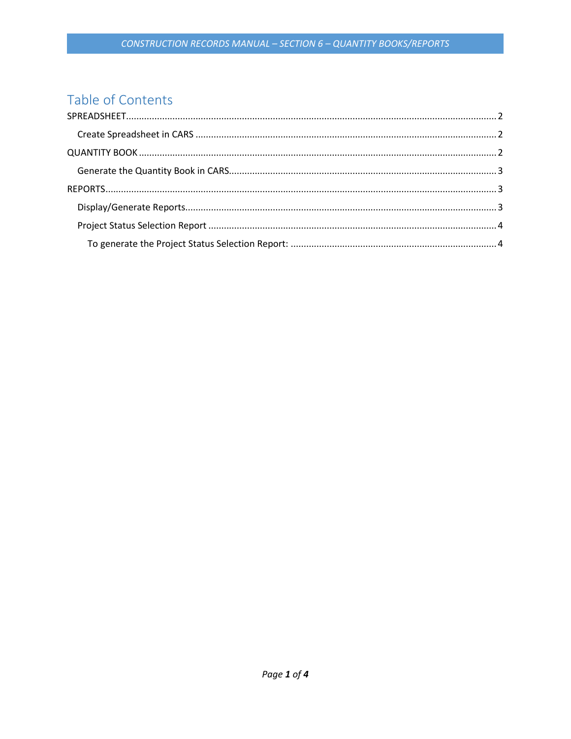# Table of Contents

SPREADSHEET ........................................................................ 2

- Create Spreadsheet in CARS ........................................................ 2

QUANTITY BOOK ...................................................................... 2

- Generate the Quantity Book in CARS ................................................. 3

REPORTS ............................................................................ 3

- Display/Generate Reports ........................................................... 3
- Project Status Selection Report .................................................... 4
  - To generate the Project Status Selection Report: ................................ 4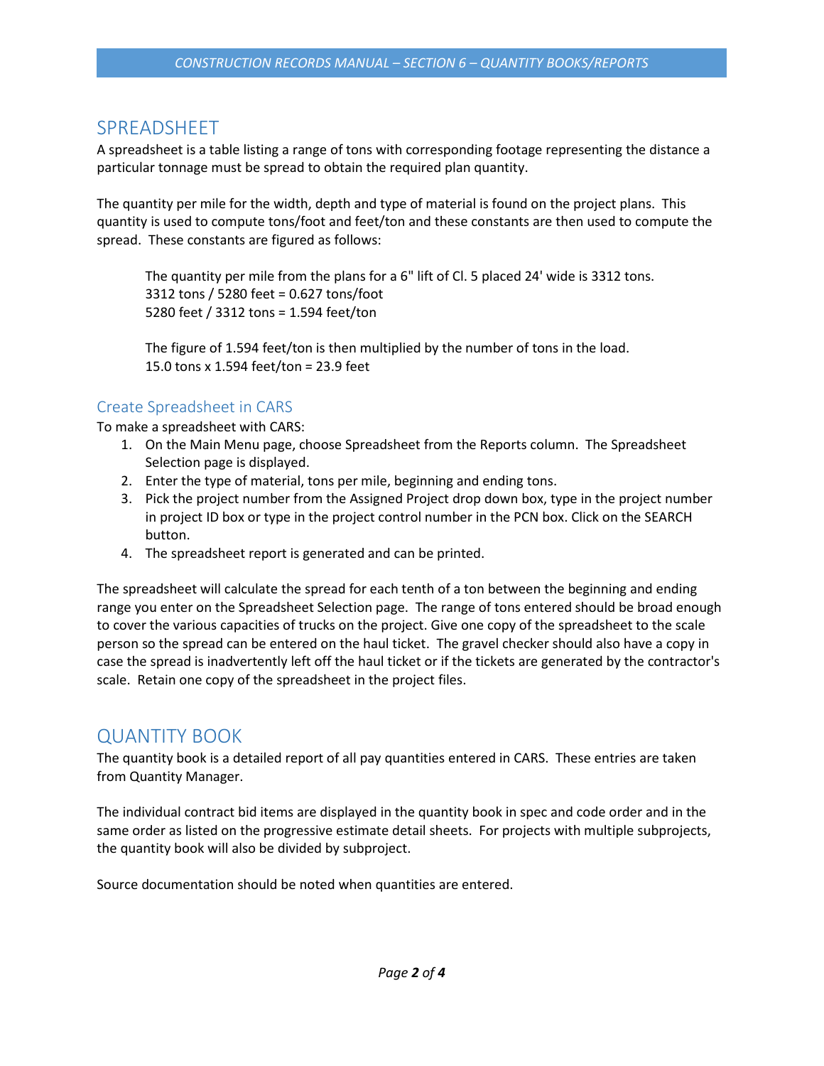## SPREADSHEET

A spreadsheet is a table listing a range of tons with corresponding footage representing the distance a particular tonnage must be spread to obtain the required plan quantity.

The quantity per mile for the width, depth and type of material is found on the project plans. This quantity is used to compute tons/foot and feet/ton and these constants are then used to compute the spread. These constants are figured as follows:

> The quantity per mile from the plans for a 6" lift of Cl. 5 placed 24' wide is 3312 tons.
> 3312 tons / 5280 feet = 0.627 tons/foot
> 5280 feet / 3312 tons = 1.594 feet/ton
>
> The figure of 1.594 feet/ton is then multiplied by the number of tons in the load.
> 15.0 tons x 1.594 feet/ton = 23.9 feet

### Create Spreadsheet in CARS

To make a spreadsheet with CARS:

1. On the Main Menu page, choose Spreadsheet from the Reports column. The Spreadsheet Selection page is displayed.
2. Enter the type of material, tons per mile, beginning and ending tons.
3. Pick the project number from the Assigned Project drop down box, type in the project number in project ID box or type in the project control number in the PCN box. Click on the SEARCH button.
4. The spreadsheet report is generated and can be printed.

The spreadsheet will calculate the spread for each tenth of a ton between the beginning and ending range you enter on the Spreadsheet Selection page. The range of tons entered should be broad enough to cover the various capacities of trucks on the project. Give one copy of the spreadsheet to the scale person so the spread can be entered on the haul ticket. The gravel checker should also have a copy in case the spread is inadvertently left off the haul ticket or if the tickets are generated by the contractor's scale. Retain one copy of the spreadsheet in the project files.

## QUANTITY BOOK

The quantity book is a detailed report of all pay quantities entered in CARS. These entries are taken from Quantity Manager.

The individual contract bid items are displayed in the quantity book in spec and code order and in the same order as listed on the progressive estimate detail sheets. For projects with multiple subprojects, the quantity book will also be divided by subproject.

Source documentation should be noted when quantities are entered.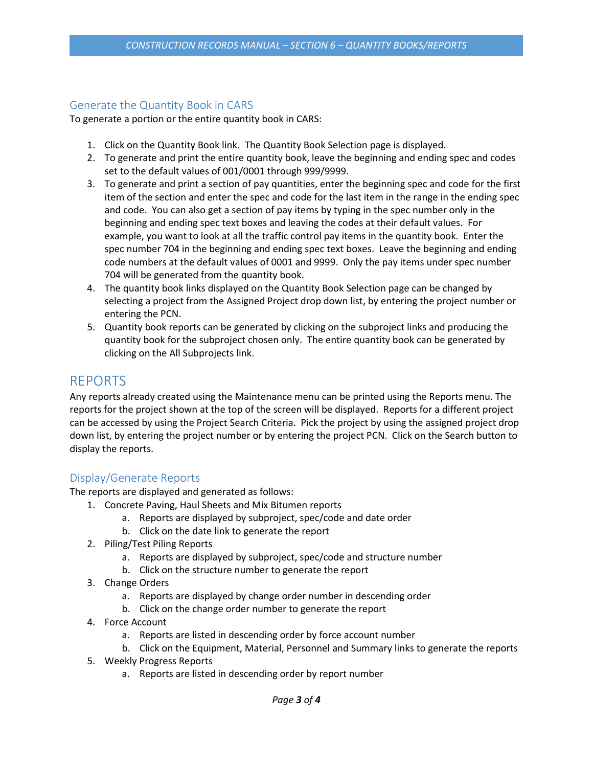## Generate the Quantity Book in CARS

To generate a portion or the entire quantity book in CARS:

1. Click on the Quantity Book link. The Quantity Book Selection page is displayed.
2. To generate and print the entire quantity book, leave the beginning and ending spec and codes set to the default values of 001/0001 through 999/9999.
3. To generate and print a section of pay quantities, enter the beginning spec and code for the first item of the section and enter the spec and code for the last item in the range in the ending spec and code. You can also get a section of pay items by typing in the spec number only in the beginning and ending spec text boxes and leaving the codes at their default values. For example, you want to look at all the traffic control pay items in the quantity book. Enter the spec number 704 in the beginning and ending spec text boxes. Leave the beginning and ending code numbers at the default values of 0001 and 9999. Only the pay items under spec number 704 will be generated from the quantity book.
4. The quantity book links displayed on the Quantity Book Selection page can be changed by selecting a project from the Assigned Project drop down list, by entering the project number or entering the PCN.
5. Quantity book reports can be generated by clicking on the subproject links and producing the quantity book for the subproject chosen only. The entire quantity book can be generated by clicking on the All Subprojects link.

# REPORTS

Any reports already created using the Maintenance menu can be printed using the Reports menu. The reports for the project shown at the top of the screen will be displayed. Reports for a different project can be accessed by using the Project Search Criteria. Pick the project by using the assigned project drop down list, by entering the project number or by entering the project PCN. Click on the Search button to display the reports.

## Display/Generate Reports

The reports are displayed and generated as follows:

1. Concrete Paving, Haul Sheets and Mix Bitumen reports
   a. Reports are displayed by subproject, spec/code and date order
   b. Click on the date link to generate the report
2. Piling/Test Piling Reports
   a. Reports are displayed by subproject, spec/code and structure number
   b. Click on the structure number to generate the report
3. Change Orders
   a. Reports are displayed by change order number in descending order
   b. Click on the change order number to generate the report
4. Force Account
   a. Reports are listed in descending order by force account number
   b. Click on the Equipment, Material, Personnel and Summary links to generate the reports
5. Weekly Progress Reports
   a. Reports are listed in descending order by report number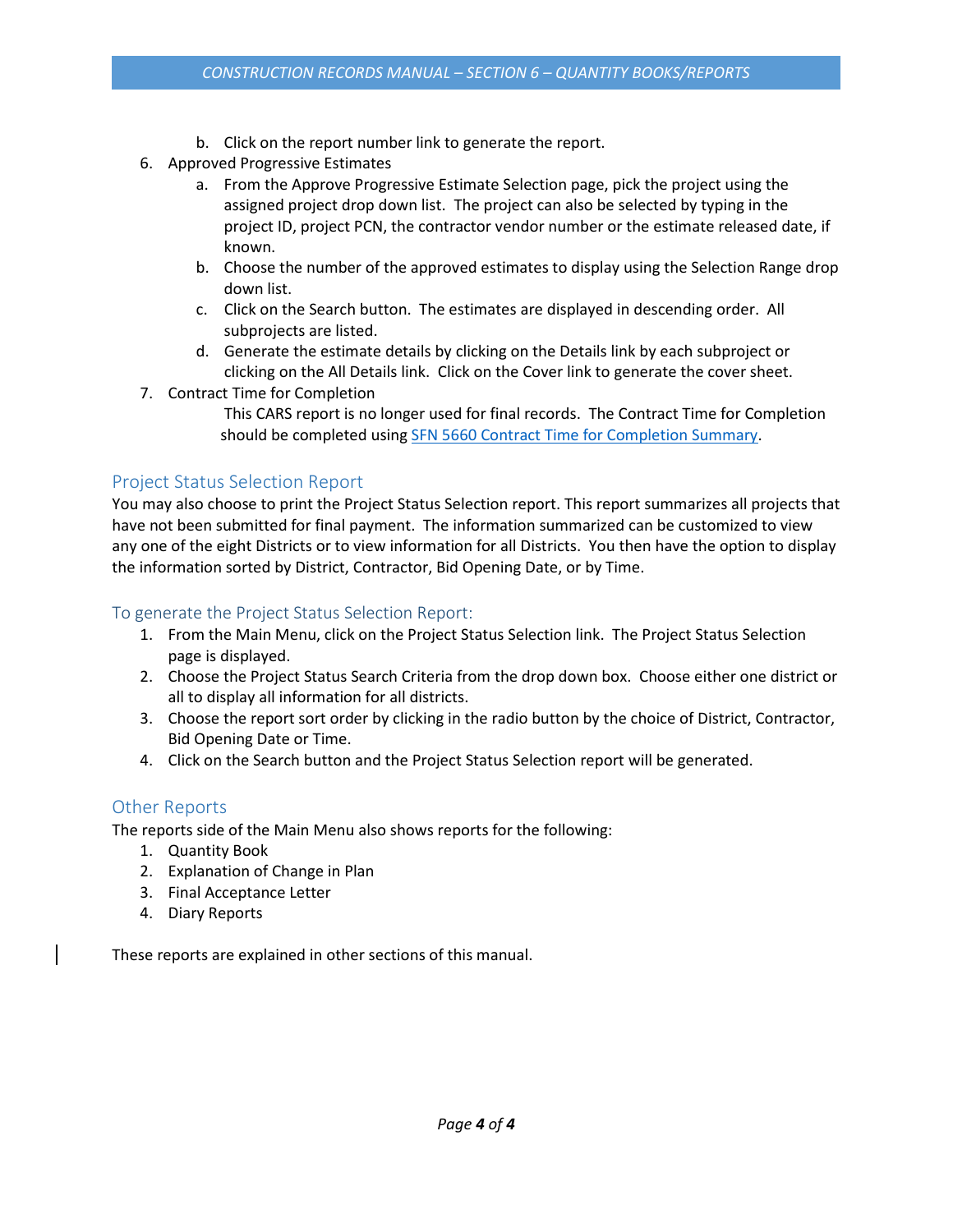b. Click on the report number link to generate the report.

6. Approved Progressive Estimates
   a. From the Approve Progressive Estimate Selection page, pick the project using the assigned project drop down list. The project can also be selected by typing in the project ID, project PCN, the contractor vendor number or the estimate released date, if known.
   b. Choose the number of the approved estimates to display using the Selection Range drop down list.
   c. Click on the Search button. The estimates are displayed in descending order. All subprojects are listed.
   d. Generate the estimate details by clicking on the Details link by each subproject or clicking on the All Details link. Click on the Cover link to generate the cover sheet.
7. Contract Time for Completion

   This CARS report is no longer used for final records. The Contract Time for Completion should be completed using [SFN 5660 Contract Time for Completion Summary](SFN 5660 Contract Time for Completion Summary).

## Project Status Selection Report

You may also choose to print the Project Status Selection report. This report summarizes all projects that have not been submitted for final payment. The information summarized can be customized to view any one of the eight Districts or to view information for all Districts. You then have the option to display the information sorted by District, Contractor, Bid Opening Date, or by Time.

### To generate the Project Status Selection Report:

1. From the Main Menu, click on the Project Status Selection link. The Project Status Selection page is displayed.
2. Choose the Project Status Search Criteria from the drop down box. Choose either one district or all to display all information for all districts.
3. Choose the report sort order by clicking in the radio button by the choice of District, Contractor, Bid Opening Date or Time.
4. Click on the Search button and the Project Status Selection report will be generated.

## Other Reports

The reports side of the Main Menu also shows reports for the following:

1. Quantity Book
2. Explanation of Change in Plan
3. Final Acceptance Letter
4. Diary Reports

These reports are explained in other sections of this manual.